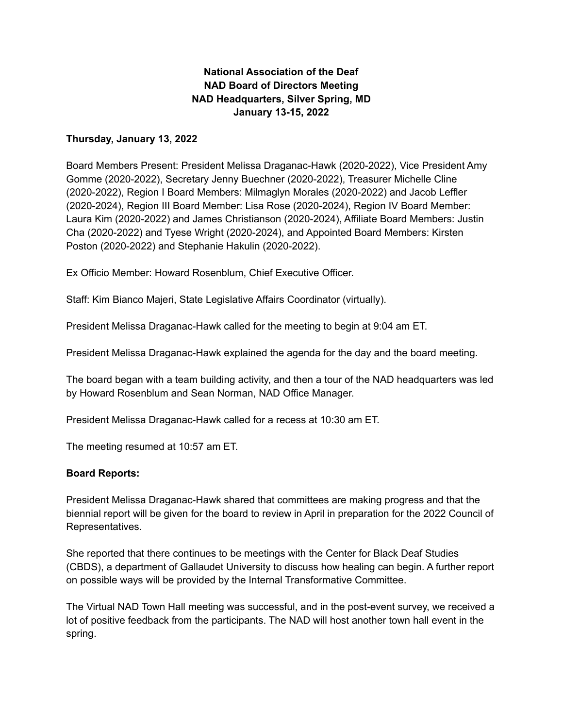**National Association of the Deaf**
**NAD Board of Directors Meeting**
**NAD Headquarters, Silver Spring, MD**
**January 13-15, 2022**

**Thursday, January 13, 2022**

Board Members Present: President Melissa Draganac-Hawk (2020-2022), Vice President Amy Gomme (2020-2022), Secretary Jenny Buechner (2020-2022), Treasurer Michelle Cline (2020-2022), Region I Board Members: Milmaglyn Morales (2020-2022) and Jacob Leffler (2020-2024), Region III Board Member: Lisa Rose (2020-2024), Region IV Board Member: Laura Kim (2020-2022) and James Christianson (2020-2024), Affiliate Board Members: Justin Cha (2020-2022) and Tyese Wright (2020-2024), and Appointed Board Members: Kirsten Poston (2020-2022) and Stephanie Hakulin (2020-2022).

Ex Officio Member: Howard Rosenblum, Chief Executive Officer.

Staff: Kim Bianco Majeri, State Legislative Affairs Coordinator (virtually).

President Melissa Draganac-Hawk called for the meeting to begin at 9:04 am ET.

President Melissa Draganac-Hawk explained the agenda for the day and the board meeting.

The board began with a team building activity, and then a tour of the NAD headquarters was led by Howard Rosenblum and Sean Norman, NAD Office Manager.

President Melissa Draganac-Hawk called for a recess at 10:30 am ET.

The meeting resumed at 10:57 am ET.

**Board Reports:**

President Melissa Draganac-Hawk shared that committees are making progress and that the biennial report will be given for the board to review in April in preparation for the 2022 Council of Representatives.

She reported that there continues to be meetings with the Center for Black Deaf Studies (CBDS), a department of Gallaudet University to discuss how healing can begin. A further report on possible ways will be provided by the Internal Transformative Committee.

The Virtual NAD Town Hall meeting was successful, and in the post-event survey, we received a lot of positive feedback from the participants. The NAD will host another town hall event in the spring.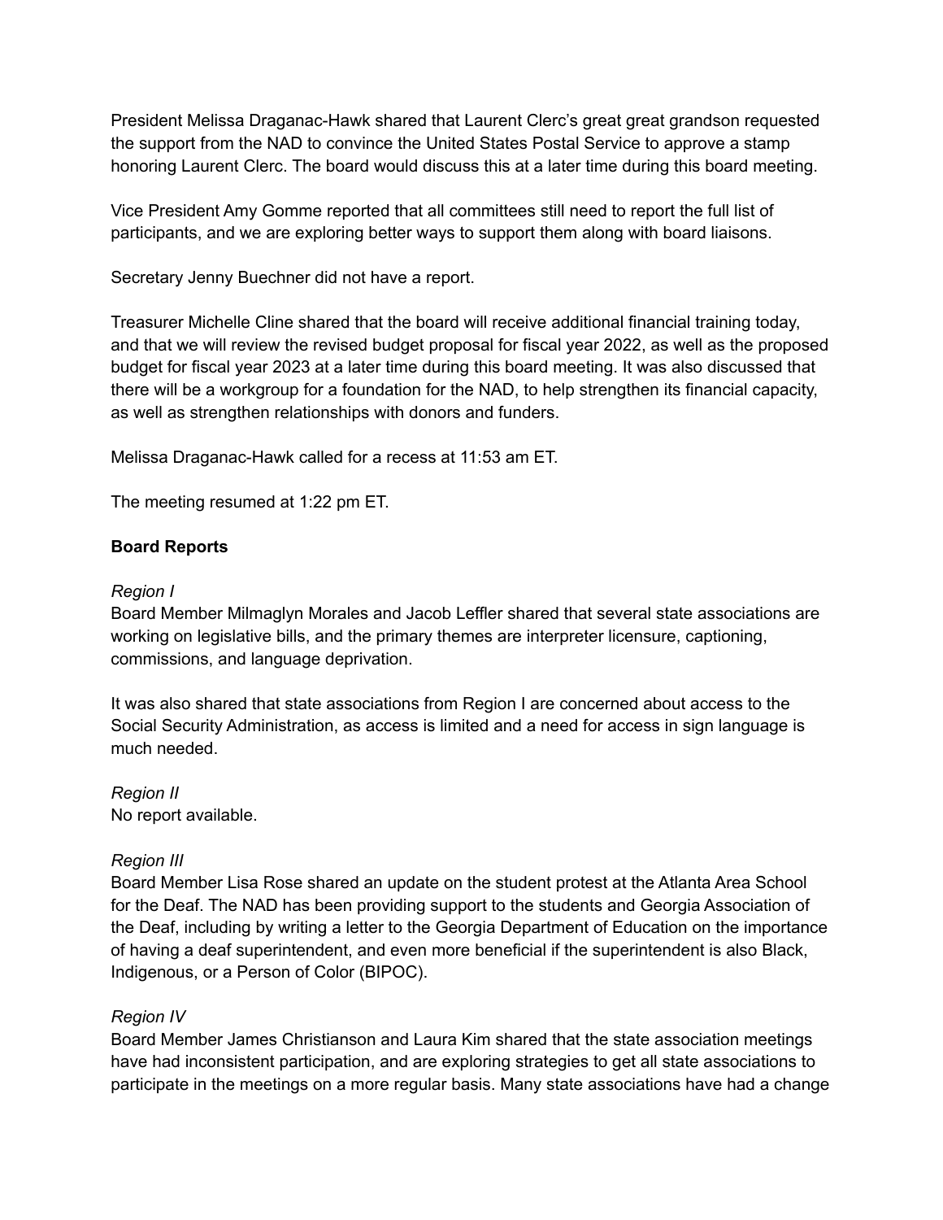President Melissa Draganac-Hawk shared that Laurent Clerc's great great grandson requested the support from the NAD to convince the United States Postal Service to approve a stamp honoring Laurent Clerc. The board would discuss this at a later time during this board meeting.

Vice President Amy Gomme reported that all committees still need to report the full list of participants, and we are exploring better ways to support them along with board liaisons.

Secretary Jenny Buechner did not have a report.

Treasurer Michelle Cline shared that the board will receive additional financial training today, and that we will review the revised budget proposal for fiscal year 2022, as well as the proposed budget for fiscal year 2023 at a later time during this board meeting. It was also discussed that there will be a workgroup for a foundation for the NAD, to help strengthen its financial capacity, as well as strengthen relationships with donors and funders.

Melissa Draganac-Hawk called for a recess at 11:53 am ET.

The meeting resumed at 1:22 pm ET.

**Board Reports**

*Region I*
Board Member Milmaglyn Morales and Jacob Leffler shared that several state associations are working on legislative bills, and the primary themes are interpreter licensure, captioning, commissions, and language deprivation.

It was also shared that state associations from Region I are concerned about access to the Social Security Administration, as access is limited and a need for access in sign language is much needed.

*Region II*
No report available.

*Region III*
Board Member Lisa Rose shared an update on the student protest at the Atlanta Area School for the Deaf. The NAD has been providing support to the students and Georgia Association of the Deaf, including by writing a letter to the Georgia Department of Education on the importance of having a deaf superintendent, and even more beneficial if the superintendent is also Black, Indigenous, or a Person of Color (BIPOC).

*Region IV*
Board Member James Christianson and Laura Kim shared that the state association meetings have had inconsistent participation, and are exploring strategies to get all state associations to participate in the meetings on a more regular basis. Many state associations have had a change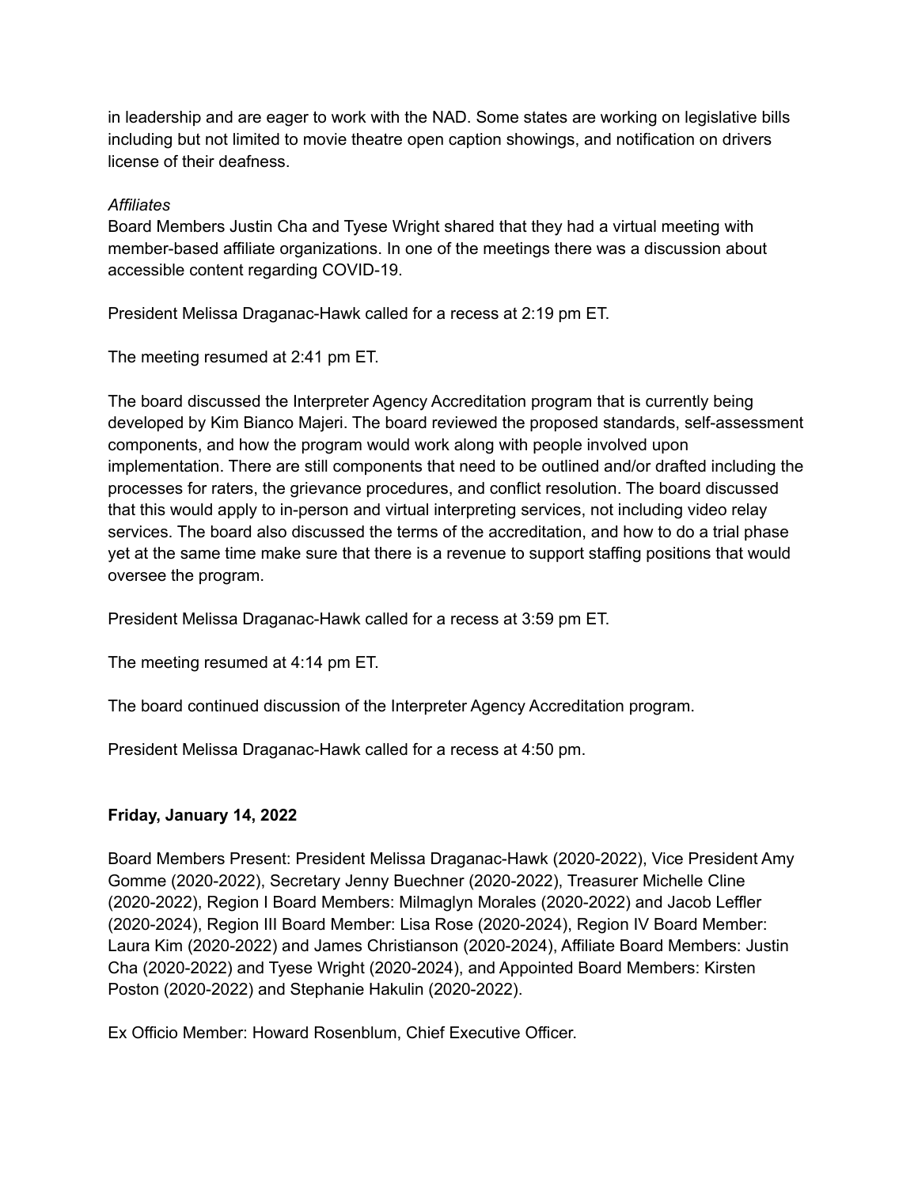in leadership and are eager to work with the NAD. Some states are working on legislative bills including but not limited to movie theatre open caption showings, and notification on drivers license of their deafness.

*Affiliates*
Board Members Justin Cha and Tyese Wright shared that they had a virtual meeting with member-based affiliate organizations. In one of the meetings there was a discussion about accessible content regarding COVID-19.

President Melissa Draganac-Hawk called for a recess at 2:19 pm ET.

The meeting resumed at 2:41 pm ET.

The board discussed the Interpreter Agency Accreditation program that is currently being developed by Kim Bianco Majeri. The board reviewed the proposed standards, self-assessment components, and how the program would work along with people involved upon implementation. There are still components that need to be outlined and/or drafted including the processes for raters, the grievance procedures, and conflict resolution. The board discussed that this would apply to in-person and virtual interpreting services, not including video relay services. The board also discussed the terms of the accreditation, and how to do a trial phase yet at the same time make sure that there is a revenue to support staffing positions that would oversee the program.

President Melissa Draganac-Hawk called for a recess at 3:59 pm ET.

The meeting resumed at 4:14 pm ET.

The board continued discussion of the Interpreter Agency Accreditation program.

President Melissa Draganac-Hawk called for a recess at 4:50 pm.

**Friday, January 14, 2022**

Board Members Present: President Melissa Draganac-Hawk (2020-2022), Vice President Amy Gomme (2020-2022), Secretary Jenny Buechner (2020-2022), Treasurer Michelle Cline (2020-2022), Region I Board Members: Milmaglyn Morales (2020-2022) and Jacob Leffler (2020-2024), Region III Board Member: Lisa Rose (2020-2024), Region IV Board Member: Laura Kim (2020-2022) and James Christianson (2020-2024), Affiliate Board Members: Justin Cha (2020-2022) and Tyese Wright (2020-2024), and Appointed Board Members: Kirsten Poston (2020-2022) and Stephanie Hakulin (2020-2022).

Ex Officio Member: Howard Rosenblum, Chief Executive Officer.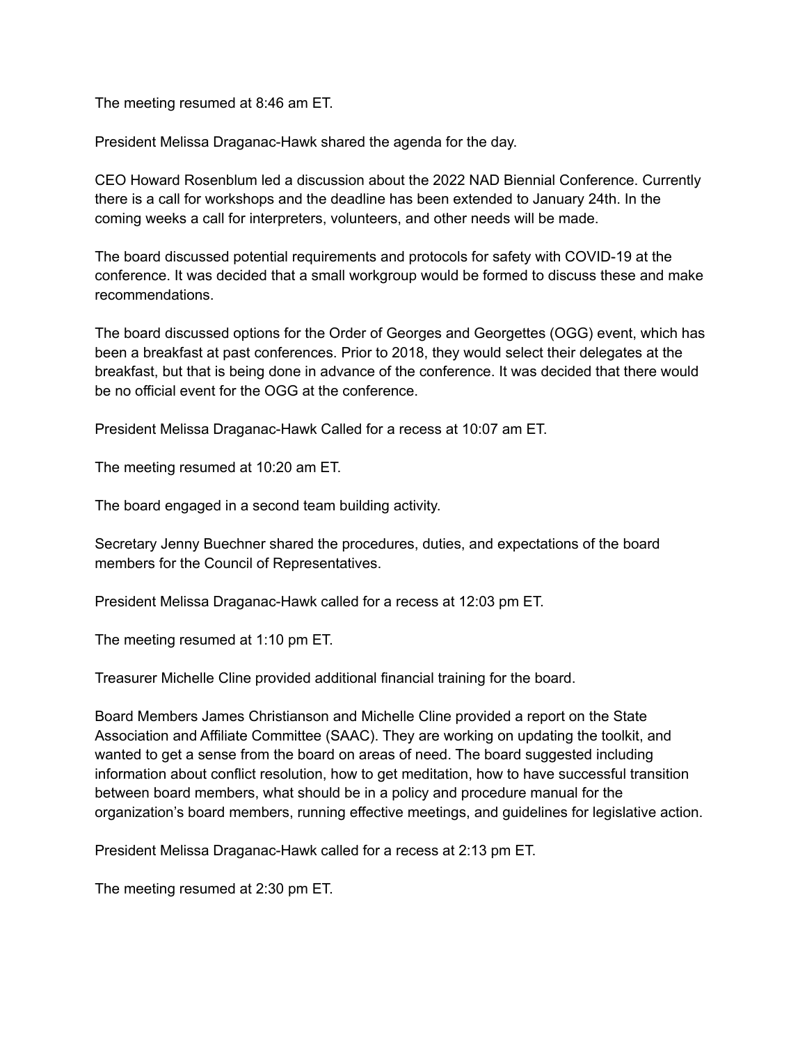The meeting resumed at 8:46 am ET.

President Melissa Draganac-Hawk shared the agenda for the day.

CEO Howard Rosenblum led a discussion about the 2022 NAD Biennial Conference. Currently there is a call for workshops and the deadline has been extended to January 24th. In the coming weeks a call for interpreters, volunteers, and other needs will be made.

The board discussed potential requirements and protocols for safety with COVID-19 at the conference. It was decided that a small workgroup would be formed to discuss these and make recommendations.

The board discussed options for the Order of Georges and Georgettes (OGG) event, which has been a breakfast at past conferences. Prior to 2018, they would select their delegates at the breakfast, but that is being done in advance of the conference. It was decided that there would be no official event for the OGG at the conference.

President Melissa Draganac-Hawk Called for a recess at 10:07 am ET.

The meeting resumed at 10:20 am ET.

The board engaged in a second team building activity.

Secretary Jenny Buechner shared the procedures, duties, and expectations of the board members for the Council of Representatives.

President Melissa Draganac-Hawk called for a recess at 12:03 pm ET.

The meeting resumed at 1:10 pm ET.

Treasurer Michelle Cline provided additional financial training for the board.

Board Members James Christianson and Michelle Cline provided a report on the State Association and Affiliate Committee (SAAC). They are working on updating the toolkit, and wanted to get a sense from the board on areas of need. The board suggested including information about conflict resolution, how to get meditation, how to have successful transition between board members, what should be in a policy and procedure manual for the organization's board members, running effective meetings, and guidelines for legislative action.

President Melissa Draganac-Hawk called for a recess at 2:13 pm ET.

The meeting resumed at 2:30 pm ET.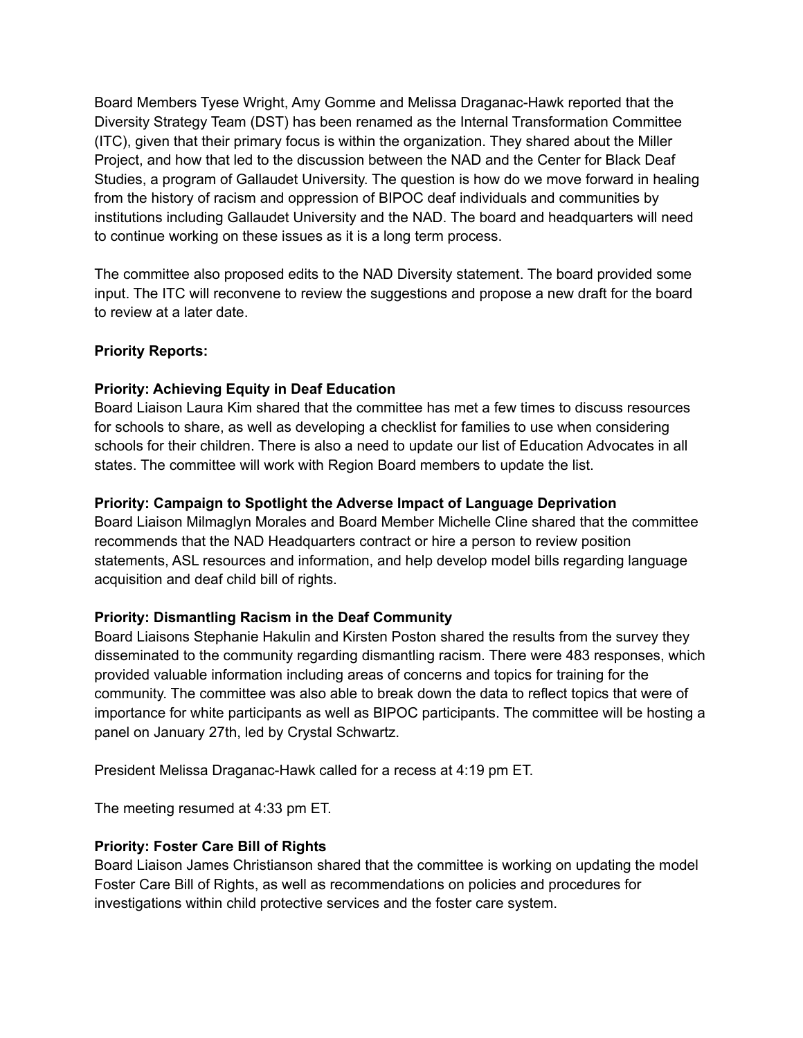Board Members Tyese Wright, Amy Gomme and Melissa Draganac-Hawk reported that the Diversity Strategy Team (DST) has been renamed as the Internal Transformation Committee (ITC), given that their primary focus is within the organization. They shared about the Miller Project, and how that led to the discussion between the NAD and the Center for Black Deaf Studies, a program of Gallaudet University. The question is how do we move forward in healing from the history of racism and oppression of BIPOC deaf individuals and communities by institutions including Gallaudet University and the NAD. The board and headquarters will need to continue working on these issues as it is a long term process.

The committee also proposed edits to the NAD Diversity statement. The board provided some input. The ITC will reconvene to review the suggestions and propose a new draft for the board to review at a later date.

**Priority Reports:**

**Priority: Achieving Equity in Deaf Education**
Board Liaison Laura Kim shared that the committee has met a few times to discuss resources for schools to share, as well as developing a checklist for families to use when considering schools for their children. There is also a need to update our list of Education Advocates in all states. The committee will work with Region Board members to update the list.

**Priority: Campaign to Spotlight the Adverse Impact of Language Deprivation**
Board Liaison Milmaglyn Morales and Board Member Michelle Cline shared that the committee recommends that the NAD Headquarters contract or hire a person to review position statements, ASL resources and information, and help develop model bills regarding language acquisition and deaf child bill of rights.

**Priority: Dismantling Racism in the Deaf Community**
Board Liaisons Stephanie Hakulin and Kirsten Poston shared the results from the survey they disseminated to the community regarding dismantling racism. There were 483 responses, which provided valuable information including areas of concerns and topics for training for the community. The committee was also able to break down the data to reflect topics that were of importance for white participants as well as BIPOC participants. The committee will be hosting a panel on January 27th, led by Crystal Schwartz.

President Melissa Draganac-Hawk called for a recess at 4:19 pm ET.

The meeting resumed at 4:33 pm ET.

**Priority: Foster Care Bill of Rights**
Board Liaison James Christianson shared that the committee is working on updating the model Foster Care Bill of Rights, as well as recommendations on policies and procedures for investigations within child protective services and the foster care system.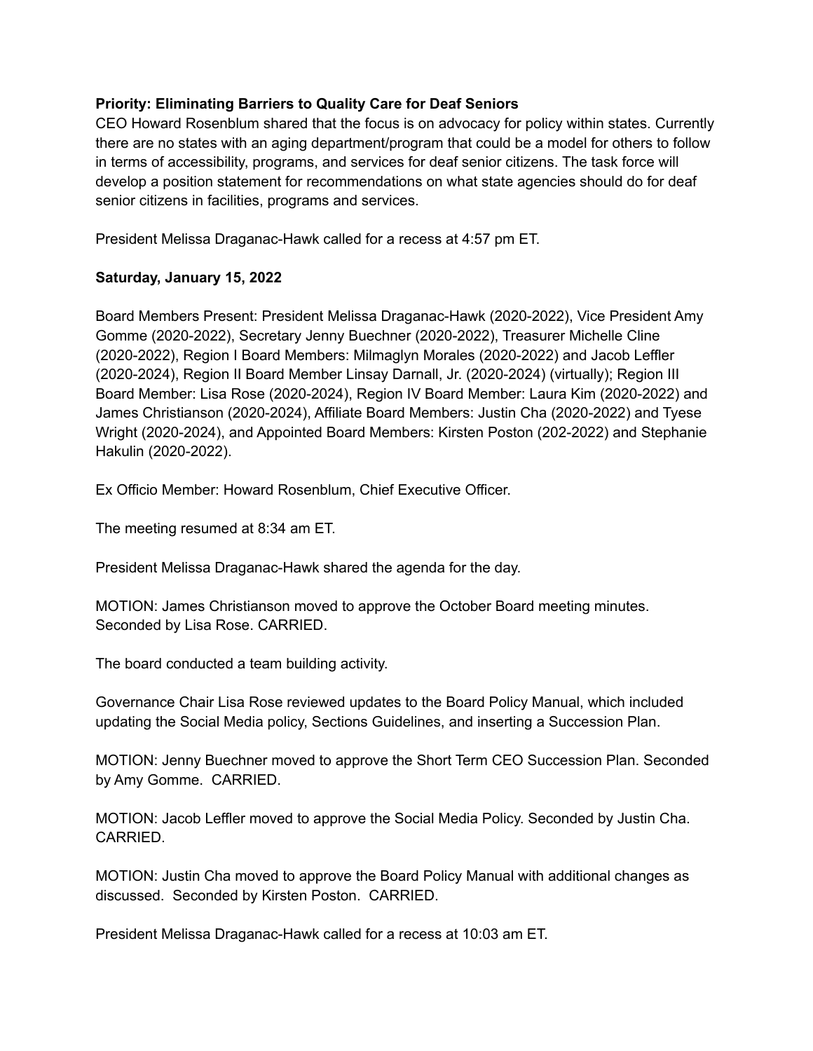**Priority: Eliminating Barriers to Quality Care for Deaf Seniors**

CEO Howard Rosenblum shared that the focus is on advocacy for policy within states. Currently there are no states with an aging department/program that could be a model for others to follow in terms of accessibility, programs, and services for deaf senior citizens. The task force will develop a position statement for recommendations on what state agencies should do for deaf senior citizens in facilities, programs and services.

President Melissa Draganac-Hawk called for a recess at 4:57 pm ET.

**Saturday, January 15, 2022**

Board Members Present: President Melissa Draganac-Hawk (2020-2022), Vice President Amy Gomme (2020-2022), Secretary Jenny Buechner (2020-2022), Treasurer Michelle Cline (2020-2022), Region I Board Members: Milmaglyn Morales (2020-2022) and Jacob Leffler (2020-2024), Region II Board Member Linsay Darnall, Jr. (2020-2024) (virtually); Region III Board Member: Lisa Rose (2020-2024), Region IV Board Member: Laura Kim (2020-2022) and James Christianson (2020-2024), Affiliate Board Members: Justin Cha (2020-2022) and Tyese Wright (2020-2024), and Appointed Board Members: Kirsten Poston (202-2022) and Stephanie Hakulin (2020-2022).

Ex Officio Member: Howard Rosenblum, Chief Executive Officer.

The meeting resumed at 8:34 am ET.

President Melissa Draganac-Hawk shared the agenda for the day.

MOTION: James Christianson moved to approve the October Board meeting minutes. Seconded by Lisa Rose. CARRIED.

The board conducted a team building activity.

Governance Chair Lisa Rose reviewed updates to the Board Policy Manual, which included updating the Social Media policy, Sections Guidelines, and inserting a Succession Plan.

MOTION: Jenny Buechner moved to approve the Short Term CEO Succession Plan. Seconded by Amy Gomme. CARRIED.

MOTION: Jacob Leffler moved to approve the Social Media Policy. Seconded by Justin Cha. CARRIED.

MOTION: Justin Cha moved to approve the Board Policy Manual with additional changes as discussed. Seconded by Kirsten Poston. CARRIED.

President Melissa Draganac-Hawk called for a recess at 10:03 am ET.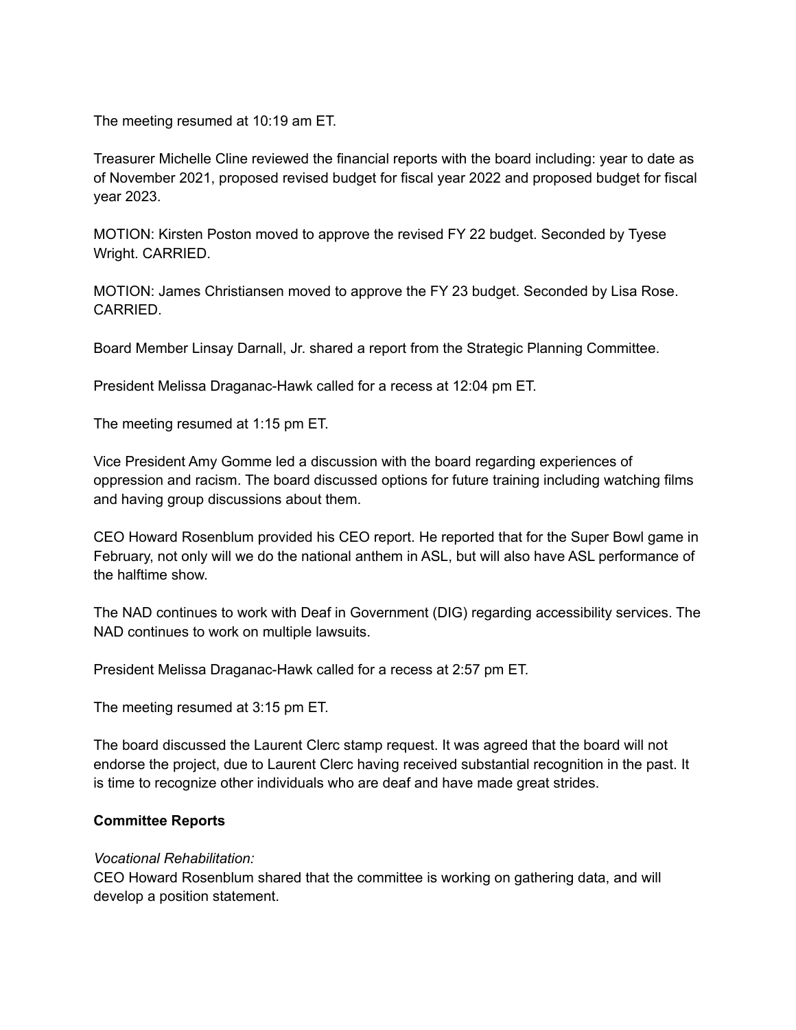The meeting resumed at 10:19 am ET.

Treasurer Michelle Cline reviewed the financial reports with the board including: year to date as of November 2021, proposed revised budget for fiscal year 2022 and proposed budget for fiscal year 2023.

MOTION: Kirsten Poston moved to approve the revised FY 22 budget. Seconded by Tyese Wright. CARRIED.

MOTION: James Christiansen moved to approve the FY 23 budget. Seconded by Lisa Rose. CARRIED.

Board Member Linsay Darnall, Jr. shared a report from the Strategic Planning Committee.

President Melissa Draganac-Hawk called for a recess at 12:04 pm ET.

The meeting resumed at 1:15 pm ET.

Vice President Amy Gomme led a discussion with the board regarding experiences of oppression and racism. The board discussed options for future training including watching films and having group discussions about them.

CEO Howard Rosenblum provided his CEO report. He reported that for the Super Bowl game in February, not only will we do the national anthem in ASL, but will also have ASL performance of the halftime show.

The NAD continues to work with Deaf in Government (DIG) regarding accessibility services. The NAD continues to work on multiple lawsuits.

President Melissa Draganac-Hawk called for a recess at 2:57 pm ET.

The meeting resumed at 3:15 pm ET.

The board discussed the Laurent Clerc stamp request. It was agreed that the board will not endorse the project, due to Laurent Clerc having received substantial recognition in the past. It is time to recognize other individuals who are deaf and have made great strides.

**Committee Reports**

*Vocational Rehabilitation:*
CEO Howard Rosenblum shared that the committee is working on gathering data, and will develop a position statement.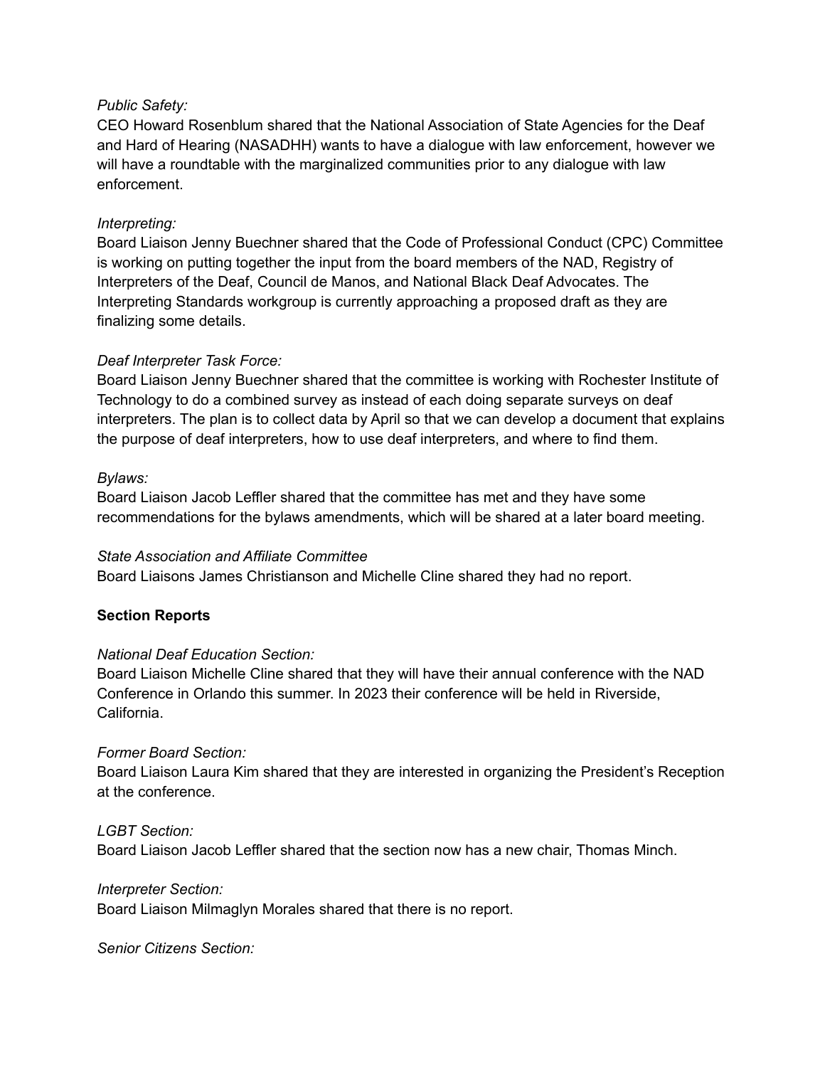*Public Safety:*
CEO Howard Rosenblum shared that the National Association of State Agencies for the Deaf and Hard of Hearing (NASADHH) wants to have a dialogue with law enforcement, however we will have a roundtable with the marginalized communities prior to any dialogue with law enforcement.

*Interpreting:*
Board Liaison Jenny Buechner shared that the Code of Professional Conduct (CPC) Committee is working on putting together the input from the board members of the NAD, Registry of Interpreters of the Deaf, Council de Manos, and National Black Deaf Advocates. The Interpreting Standards workgroup is currently approaching a proposed draft as they are finalizing some details.

*Deaf Interpreter Task Force:*
Board Liaison Jenny Buechner shared that the committee is working with Rochester Institute of Technology to do a combined survey as instead of each doing separate surveys on deaf interpreters. The plan is to collect data by April so that we can develop a document that explains the purpose of deaf interpreters, how to use deaf interpreters, and where to find them.

*Bylaws:*
Board Liaison Jacob Leffler shared that the committee has met and they have some recommendations for the bylaws amendments, which will be shared at a later board meeting.

*State Association and Affiliate Committee*
Board Liaisons James Christianson and Michelle Cline shared they had no report.

**Section Reports**

*National Deaf Education Section:*
Board Liaison Michelle Cline shared that they will have their annual conference with the NAD Conference in Orlando this summer. In 2023 their conference will be held in Riverside, California.

*Former Board Section:*
Board Liaison Laura Kim shared that they are interested in organizing the President's Reception at the conference.

*LGBT Section:*
Board Liaison Jacob Leffler shared that the section now has a new chair, Thomas Minch.

*Interpreter Section:*
Board Liaison Milmaglyn Morales shared that there is no report.

*Senior Citizens Section:*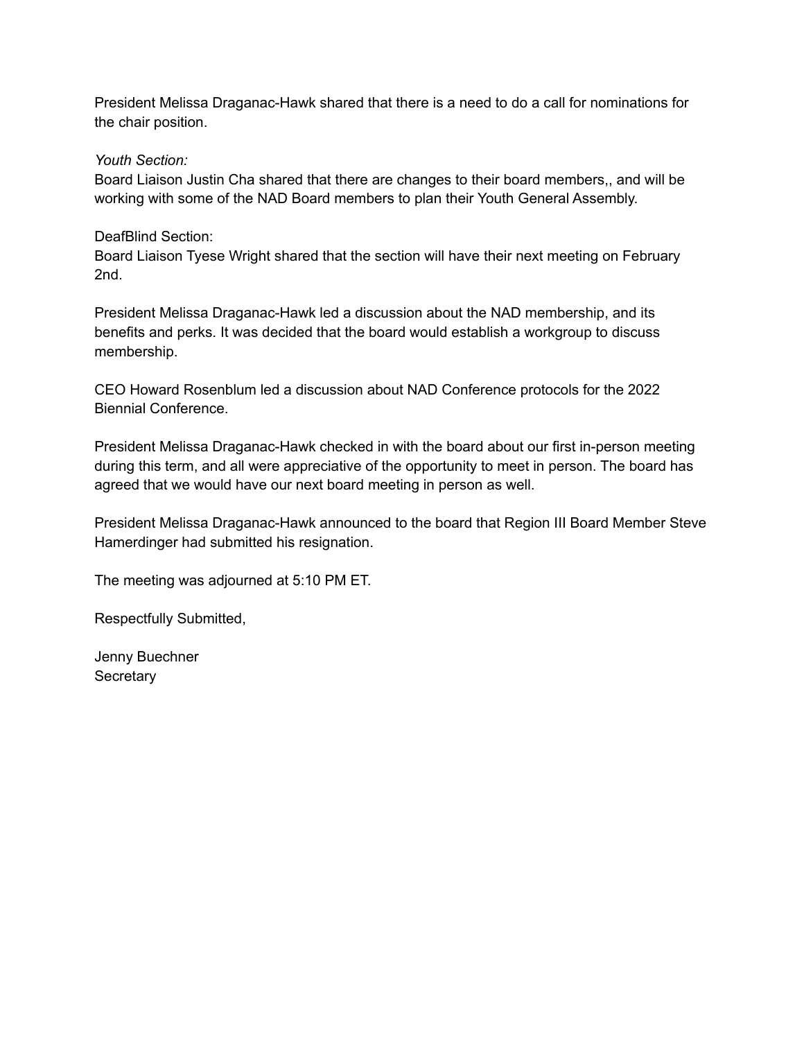President Melissa Draganac-Hawk shared that there is a need to do a call for nominations for the chair position.

*Youth Section:*
Board Liaison Justin Cha shared that there are changes to their board members,, and will be working with some of the NAD Board members to plan their Youth General Assembly.

DeafBlind Section:
Board Liaison Tyese Wright shared that the section will have their next meeting on February 2nd.

President Melissa Draganac-Hawk led a discussion about the NAD membership, and its benefits and perks. It was decided that the board would establish a workgroup to discuss membership.

CEO Howard Rosenblum led a discussion about NAD Conference protocols for the 2022 Biennial Conference.

President Melissa Draganac-Hawk checked in with the board about our first in-person meeting during this term, and all were appreciative of the opportunity to meet in person. The board has agreed that we would have our next board meeting in person as well.

President Melissa Draganac-Hawk announced to the board that Region III Board Member Steve Hamerdinger had submitted his resignation.

The meeting was adjourned at 5:10 PM ET.

Respectfully Submitted,

Jenny Buechner
Secretary